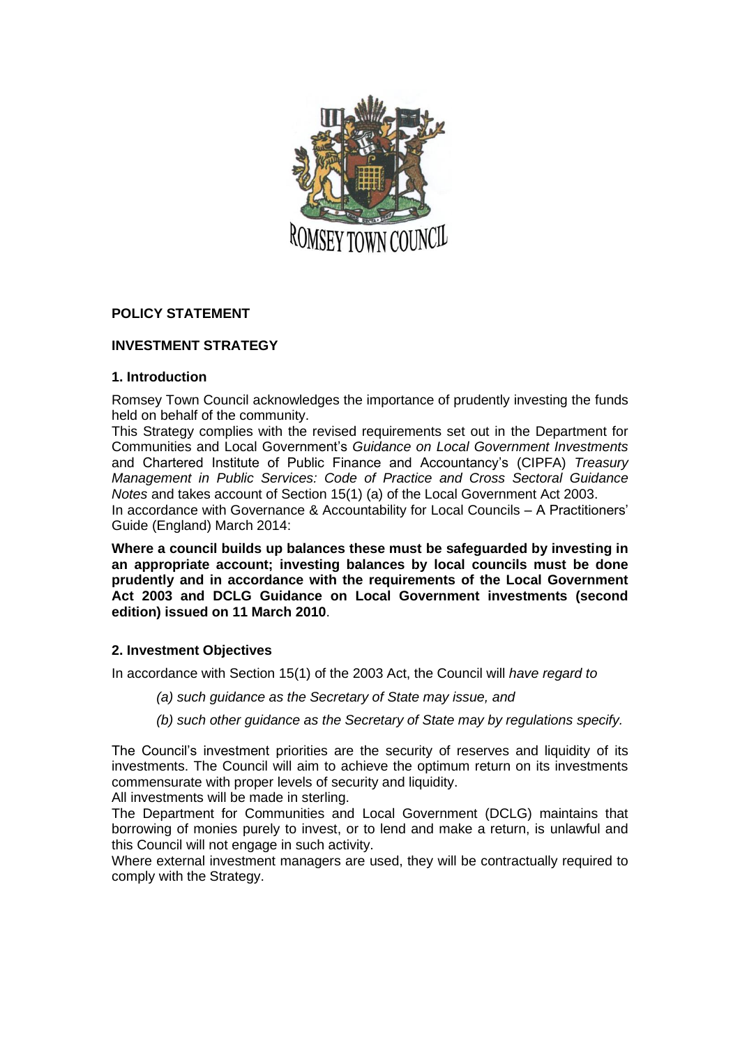ROMSEY TOWN COUNCIL

**POLICY STATEMENT**

**INVESTMENT STRATEGY**

**1. Introduction**

Romsey Town Council acknowledges the importance of prudently investing the funds held on behalf of the community.

This Strategy complies with the revised requirements set out in the Department for Communities and Local Government's *Guidance on Local Government Investments* and Chartered Institute of Public Finance and Accountancy's (CIPFA) *Treasury Management in Public Services: Code of Practice and Cross Sectoral Guidance Notes* and takes account of Section 15(1) (a) of the Local Government Act 2003.

In accordance with Governance & Accountability for Local Councils – A Practitioners' Guide (England) March 2014:

**Where a council builds up balances these must be safeguarded by investing in an appropriate account; investing balances by local councils must be done prudently and in accordance with the requirements of the Local Government Act 2003 and DCLG Guidance on Local Government investments (second edition) issued on 11 March 2010**.

**2. Investment Objectives**

In accordance with Section 15(1) of the 2003 Act, the Council will *have regard to*

*(a) such guidance as the Secretary of State may issue, and*

*(b) such other guidance as the Secretary of State may by regulations specify.*

The Council's investment priorities are the security of reserves and liquidity of its investments. The Council will aim to achieve the optimum return on its investments commensurate with proper levels of security and liquidity.

All investments will be made in sterling.

The Department for Communities and Local Government (DCLG) maintains that borrowing of monies purely to invest, or to lend and make a return, is unlawful and this Council will not engage in such activity.

Where external investment managers are used, they will be contractually required to comply with the Strategy.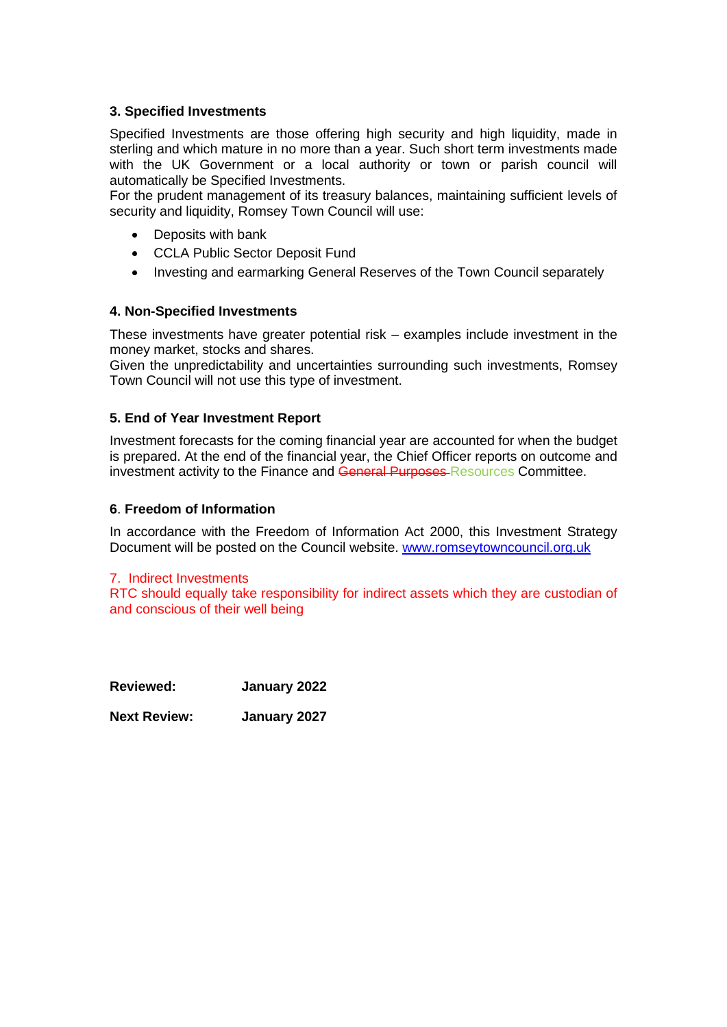### 3. Specified Investments

Specified Investments are those offering high security and high liquidity, made in sterling and which mature in no more than a year. Such short term investments made with the UK Government or a local authority or town or parish council will automatically be Specified Investments.
For the prudent management of its treasury balances, maintaining sufficient levels of security and liquidity, Romsey Town Council will use:

- Deposits with bank
- CCLA Public Sector Deposit Fund
- Investing and earmarking General Reserves of the Town Council separately

### 4. Non-Specified Investments

These investments have greater potential risk – examples include investment in the money market, stocks and shares.
Given the unpredictability and uncertainties surrounding such investments, Romsey Town Council will not use this type of investment.

### 5. End of Year Investment Report

Investment forecasts for the coming financial year are accounted for when the budget is prepared. At the end of the financial year, the Chief Officer reports on outcome and investment activity to the Finance and ~~General Purposes~~ Resources Committee.

### 6. Freedom of Information

In accordance with the Freedom of Information Act 2000, this Investment Strategy Document will be posted on the Council website. www.romseytowncouncil.org.uk

7. Indirect Investments
RTC should equally take responsibility for indirect assets which they are custodian of and conscious of their well being

**Reviewed:** **January 2022**

**Next Review:** **January 2027**